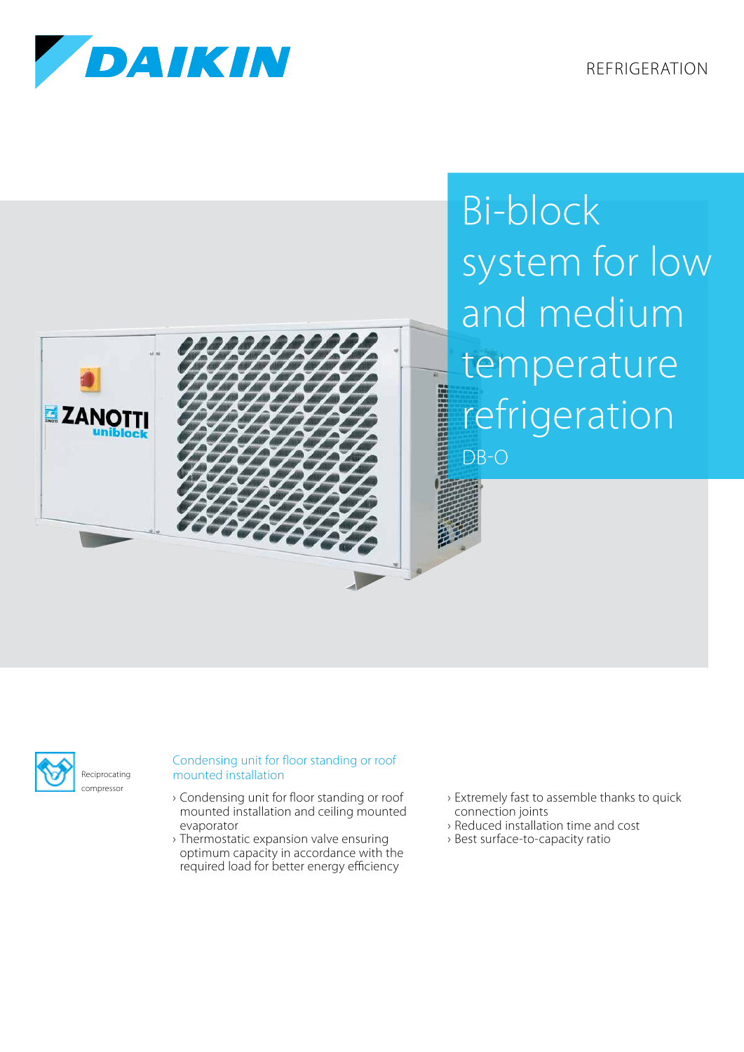REFRIGERATION

# Bi-block system for low and medium temperature refrigeration

DB-O

Reciprocating compressor

## Condensing unit for floor standing or roof mounted installation

- Condensing unit for floor standing or roof mounted installation and ceiling mounted evaporator
- Thermostatic expansion valve ensuring optimum capacity in accordance with the required load for better energy efficiency
- Extremely fast to assemble thanks to quick connection joints
- Reduced installation time and cost
- Best surface-to-capacity ratio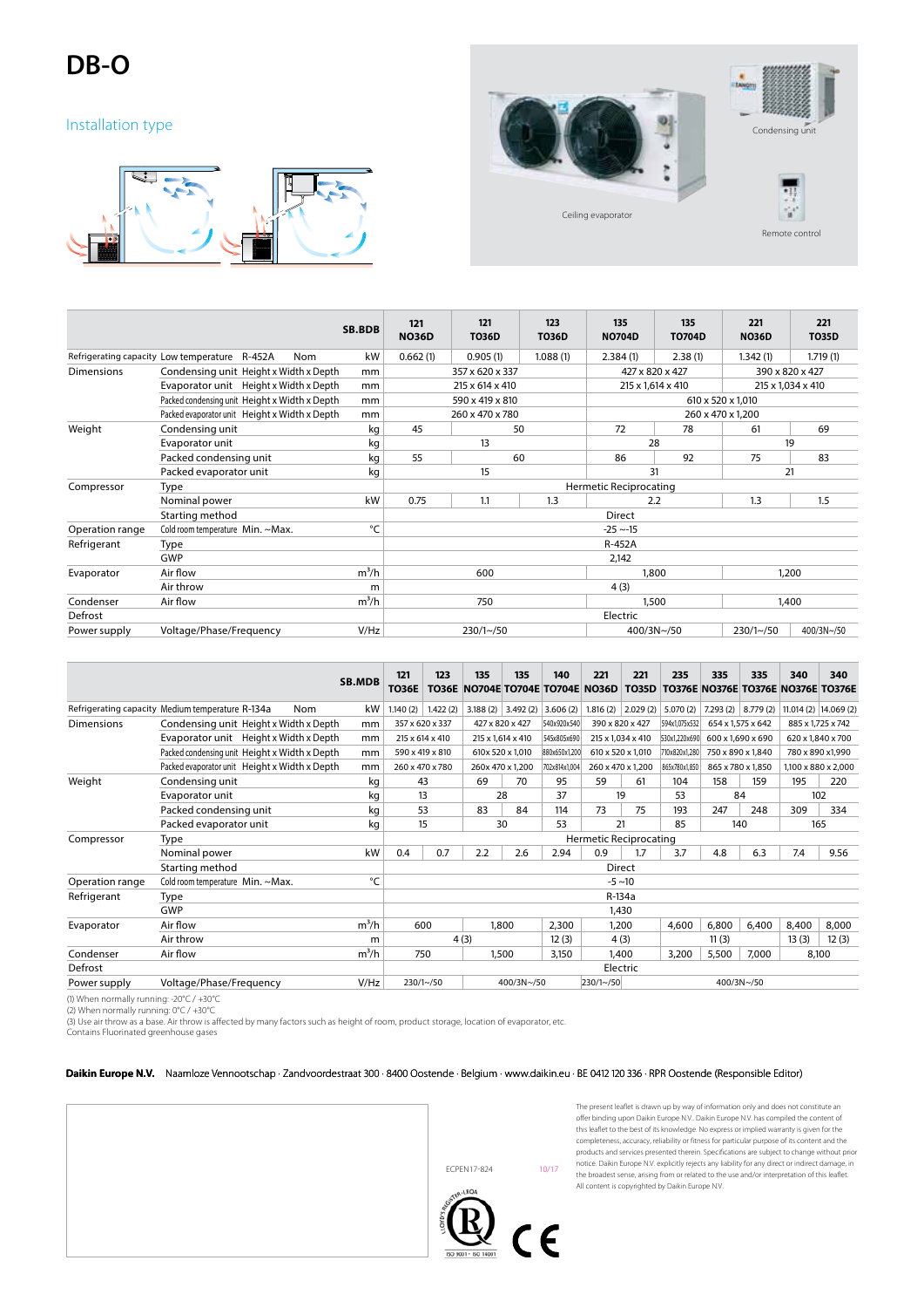# DB-O

## Installation type

Condensing unit

Ceiling evaporator

Remote control

| | SB.BDB | | 121 NO36D | 121 TO36D | 123 TO36D | 135 NO704D | 135 TO704D | 221 NO36D | 221 TO35D |
|---|---|---|---|---|---|---|---|---|---|
| Refrigerating capacity | Low temperature R-452A Nom | kW | 0.662 (1) | 0.905 (1) | 1.088 (1) | 2.384 (1) | 2.38 (1) | 1.342 (1) | 1.719 (1) |
| Dimensions | Condensing unit Height x Width x Depth | mm | 357 x 620 x 337 | | | 427 x 820 x 427 | | 390 x 820 x 427 | |
| | Evaporator unit Height x Width x Depth | mm | 215 x 614 x 410 | | | 215 x 1,614 x 410 | | 215 x 1,034 x 410 | |
| | Packed condensing unit Height x Width x Depth | mm | 590 x 419 x 810 | | | 610 x 520 x 1,010 | | | |
| | Packed evaporator unit Height x Width x Depth | mm | 260 x 470 x 780 | | | 260 x 470 x 1,200 | | | |
| Weight | Condensing unit | kg | 45 | 50 | | 72 | 78 | 61 | 69 |
| | Evaporator unit | kg | 13 | | | 28 | | 19 | |
| | Packed condensing unit | kg | 55 | 60 | | 86 | 92 | 75 | 83 |
| | Packed evaporator unit | kg | 15 | | | 31 | | 21 | |
| Compressor | Type | | Hermetic Reciprocating | | | | | | |
| | Nominal power | kW | 0.75 | 1.1 | 1.3 | 2.2 | | 1.3 | 1.5 |
| | Starting method | | Direct | | | | | | |
| Operation range | Cold room temperature Min. ~Max. | °C | -25 ~-15 | | | | | | |
| Refrigerant | Type | | R-452A | | | | | | |
| | GWP | | 2,142 | | | | | | |
| Evaporator | Air flow | m³/h | 600 | | | 1,800 | | 1,200 | |
| | Air throw | m | 4 (3) | | | | | | |
| Condenser | Air flow | m³/h | 750 | | | 1,500 | | 1,400 | |
| Defrost | | | Electric | | | | | | |
| Power supply | Voltage/Phase/Frequency | V/Hz | 230/1~/50 | | | 400/3N~/50 | | 230/1~/50 | 400/3N~/50 |

| | SB.MDB | | 121 TO36E | 123 TO36E | 135 NO704E | 135 TO704E | 140 TO704E | 221 NO36D | 221 TO35D | 235 TO376E | 335 NO376E | 335 TO376E | 340 NO376E | 340 TO376E |
|---|---|---|---|---|---|---|---|---|---|---|---|---|---|---|
| Refrigerating capacity | Medium temperature R-134a Nom | kW | 1.140 (2) | 1.422 (2) | 3.188 (2) | 3.492 (2) | 3.606 (2) | 1.816 (2) | 2.029 (2) | 5.070 (2) | 7.293 (2) | 8.779 (2) | 11.014 (2) | 14.069 (2) |
| Dimensions | Condensing unit Height x Width x Depth | mm | 357 x 620 x 337 | | 427 x 820 x 427 | | 540x920x540 | 390 x 820 x 427 | | 594x1,075x532 | 654 x 1,575 x 642 | | 885 x 1,725 x 742 | |
| | Evaporator unit Height x Width x Depth | mm | 215 x 614 x 410 | | 215 x 1,614 x 410 | | 545x805x690 | 215 x 1,034 x 410 | | 530x1,220x690 | 600 x 1,690 x 690 | | 620 x 1,840 x 700 | |
| | Packed condensing unit Height x Width x Depth | mm | 590 x 419 x 810 | | 610x 520 x 1,010 | | 880x650x1,200 | 610 x 520 x 1,010 | | 710x820x1,280 | 750 x 890 x 1,840 | | 780 x 890 x1,990 | |
| | Packed evaporator unit Height x Width x Depth | mm | 260 x 470 x 780 | | 260x 470 x 1,200 | | 702x814x1,004 | 260 x 470 x 1,200 | | 865x780x1,850 | 865 x 780 x 1,850 | | 1,100 x 880 x 2,000 | |
| Weight | Condensing unit | kg | 43 | | 69 | 70 | 95 | 59 | 61 | 104 | 158 | 159 | 195 | 220 |
| | Evaporator unit | kg | 13 | | 28 | | 37 | 19 | | 53 | 84 | | 102 | |
| | Packed condensing unit | kg | 53 | | 83 | 84 | 114 | 73 | 75 | 193 | 247 | 248 | 309 | 334 |
| | Packed evaporator unit | kg | 15 | | 30 | | 53 | 21 | | 85 | 140 | | 165 | |
| Compressor | Type | | Hermetic Reciprocating | | | | | | | | | | | |
| | Nominal power | kW | 0.4 | 0.7 | 2.2 | 2.6 | 2.94 | 0.9 | 1.7 | 3.7 | 4.8 | 6.3 | 7.4 | 9.56 |
| | Starting method | | Direct | | | | | | | | | | | |
| Operation range | Cold room temperature Min. ~Max. | °C | -5 ~-10 | | | | | | | | | | | |
| Refrigerant | Type | | R-134a | | | | | | | | | | | |
| | GWP | | 1,430 | | | | | | | | | | | |
| Evaporator | Air flow | m³/h | 600 | | 1,800 | | 2,300 | 1,200 | | 4,600 | 6,800 | 6,400 | 8,400 | 8,000 |
| | Air throw | m | 4 (3) | | | | 12 (3) | 4 (3) | | 11 (3) | | | 13 (3) | 12 (3) |
| Condenser | Air flow | m³/h | 750 | | 1,500 | | 3,150 | 1,400 | | 3,200 | 5,500 | 7,000 | 8,100 | |
| Defrost | | | Electric | | | | | | | | | | | |
| Power supply | Voltage/Phase/Frequency | V/Hz | 230/1~/50 | | 400/3N~/50 | | | 230/1~/50 | 400/3N~/50 | | | | | |

(1) When normally running: -20°C / +30°C
(2) When normally running: 0°C / +30°C
(3) Use air throw as a base. Air throw is affected by many factors such as height of room, product storage, location of evaporator, etc.
Contains Fluorinated greenhouse gases

**Daikin Europe N.V.** Naamloze Vennootschap · Zandvoordestraat 300 · 8400 Oostende · Belgium · www.daikin.eu · BE 0412 120 336 · RPR Oostende (Responsible Editor)

ECPEN17-824 10/17

The present leaflet is drawn up by way of information only and does not constitute an offer binding upon Daikin Europe N.V.. Daikin Europe N.V. has compiled the content of this leaflet to the best of its knowledge. No express or implied warranty is given for the completeness, accuracy, reliability or fitness for particular purpose of its content and the products and services presented therein. Specifications are subject to change without prior notice. Daikin Europe N.V. explicitly rejects any liability for any direct or indirect damage, in the broadest sense, arising from or related to the use and/or interpretation of this leaflet. All content is copyrighted by Daikin Europe N.V.